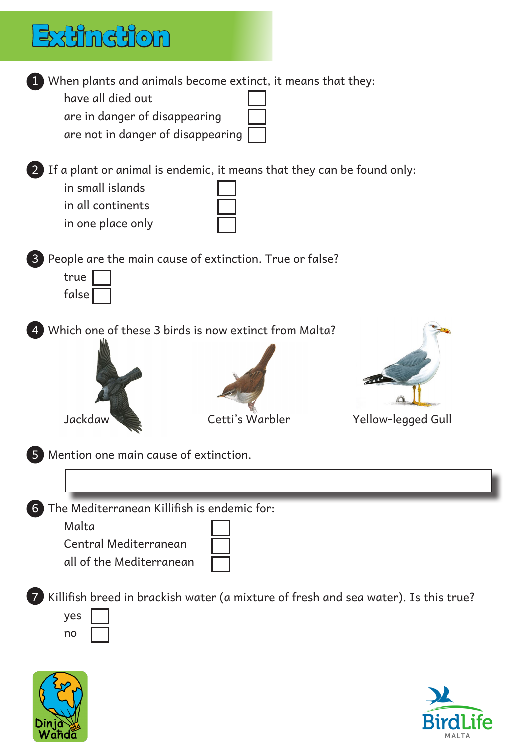# Extinction

1. When plants and animals become extinct, it means that they:
   - have all died out ☐
   - are in danger of disappearing ☐
   - are not in danger of disappearing ☐

2. If a plant or animal is endemic, it means that they can be found only:
   - in small islands ☐
   - in all continents ☐
   - in one place only ☐

3. People are the main cause of extinction. True or false?
   - true ☐
   - false ☐

4. Which one of these 3 birds is now extinct from Malta?

   Jackdaw    Cetti's Warbler    Yellow-legged Gull

5. Mention one main cause of extinction.

   ______________________________

6. The Mediterranean Killifish is endemic for:
   - Malta ☐
   - Central Mediterranean ☐
   - all of the Mediterranean ☐

7. Killifish breed in brackish water (a mixture of fresh and sea water). Is this true?
   - yes ☐
   - no ☐

Dinja Waħda

BirdLife MALTA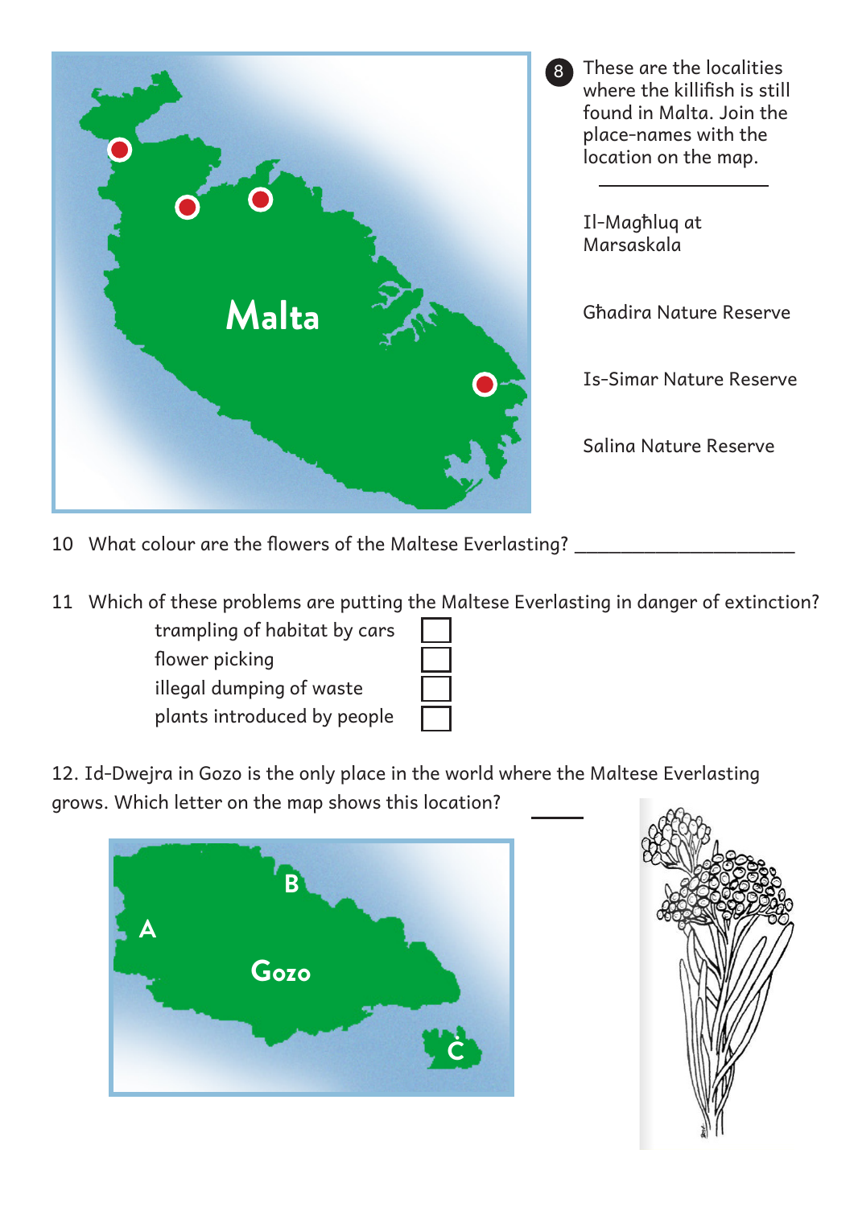Malta

8 These are the localities where the killifish is still found in Malta. Join the place-names with the location on the map.

Il-Magħluq at Marsaskala

Għadira Nature Reserve

Is-Simar Nature Reserve

Salina Nature Reserve

10 What colour are the flowers of the Maltese Everlasting? ______________________

11 Which of these problems are putting the Maltese Everlasting in danger of extinction?

- trampling of habitat by cars ☐
- flower picking ☐
- illegal dumping of waste ☐
- plants introduced by people ☐

12. Id-Dwejra in Gozo is the only place in the world where the Maltese Everlasting grows. Which letter on the map shows this location? _____

Gozo

A

B

Ċ